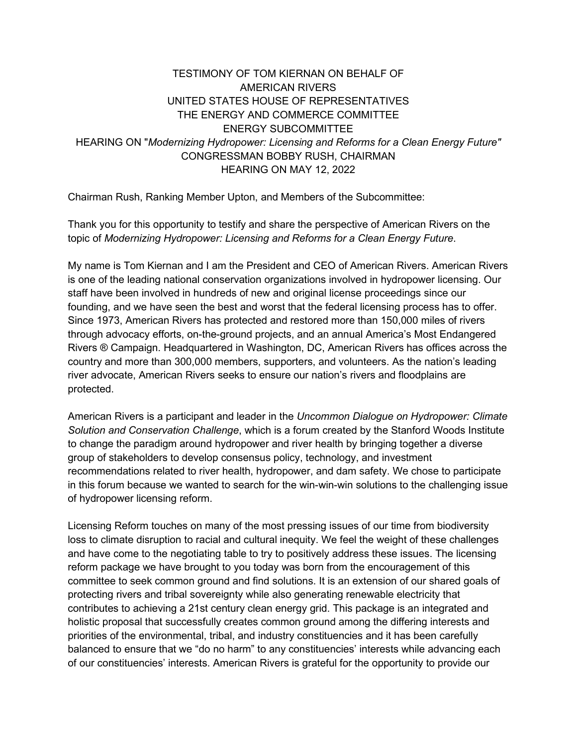# TESTIMONY OF TOM KIERNAN ON BEHALF OF AMERICAN RIVERS
## UNITED STATES HOUSE OF REPRESENTATIVES
## THE ENERGY AND COMMERCE COMMITTEE
## ENERGY SUBCOMMITTEE
## HEARING ON "*Modernizing Hydropower: Licensing and Reforms for a Clean Energy Future*"
## CONGRESSMAN BOBBY RUSH, CHAIRMAN
## HEARING ON MAY 12, 2022

Chairman Rush, Ranking Member Upton, and Members of the Subcommittee:

Thank you for this opportunity to testify and share the perspective of American Rivers on the topic of *Modernizing Hydropower: Licensing and Reforms for a Clean Energy Future*.

My name is Tom Kiernan and I am the President and CEO of American Rivers. American Rivers is one of the leading national conservation organizations involved in hydropower licensing. Our staff have been involved in hundreds of new and original license proceedings since our founding, and we have seen the best and worst that the federal licensing process has to offer. Since 1973, American Rivers has protected and restored more than 150,000 miles of rivers through advocacy efforts, on-the-ground projects, and an annual America's Most Endangered Rivers ® Campaign. Headquartered in Washington, DC, American Rivers has offices across the country and more than 300,000 members, supporters, and volunteers. As the nation's leading river advocate, American Rivers seeks to ensure our nation's rivers and floodplains are protected.

American Rivers is a participant and leader in the *Uncommon Dialogue on Hydropower: Climate Solution and Conservation Challenge*, which is a forum created by the Stanford Woods Institute to change the paradigm around hydropower and river health by bringing together a diverse group of stakeholders to develop consensus policy, technology, and investment recommendations related to river health, hydropower, and dam safety. We chose to participate in this forum because we wanted to search for the win-win-win solutions to the challenging issue of hydropower licensing reform.

Licensing Reform touches on many of the most pressing issues of our time from biodiversity loss to climate disruption to racial and cultural inequity. We feel the weight of these challenges and have come to the negotiating table to try to positively address these issues. The licensing reform package we have brought to you today was born from the encouragement of this committee to seek common ground and find solutions. It is an extension of our shared goals of protecting rivers and tribal sovereignty while also generating renewable electricity that contributes to achieving a 21st century clean energy grid. This package is an integrated and holistic proposal that successfully creates common ground among the differing interests and priorities of the environmental, tribal, and industry constituencies and it has been carefully balanced to ensure that we "do no harm" to any constituencies' interests while advancing each of our constituencies' interests. American Rivers is grateful for the opportunity to provide our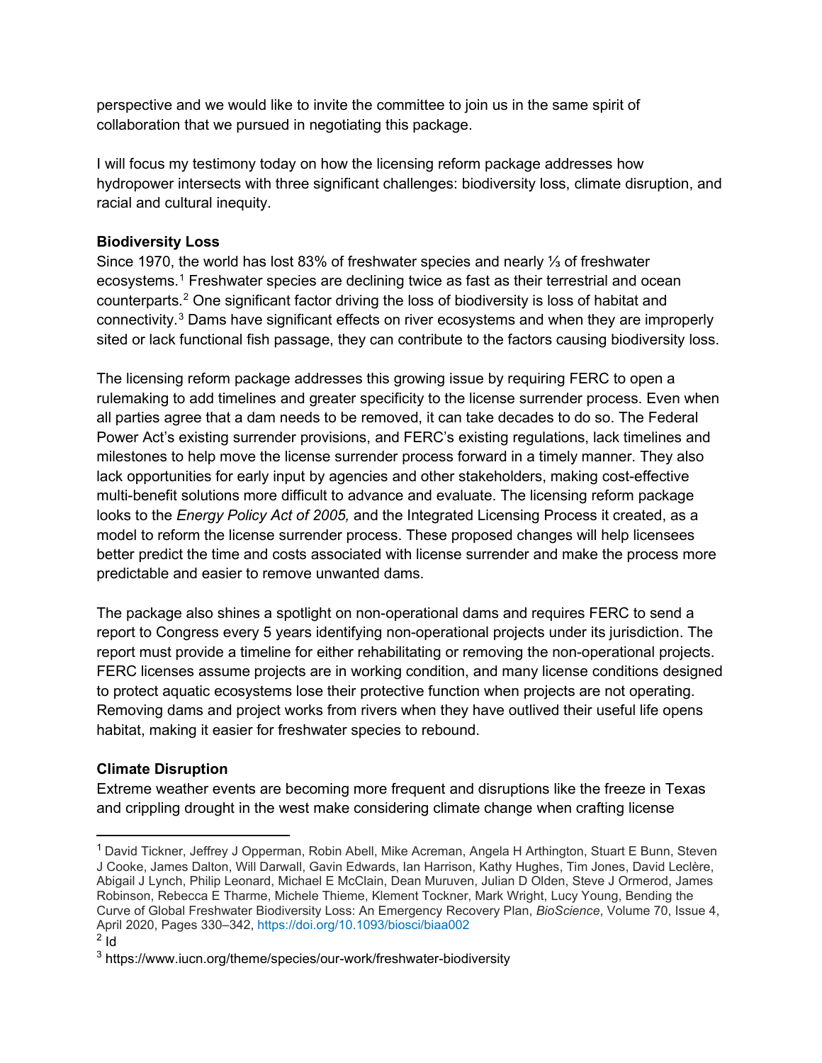perspective and we would like to invite the committee to join us in the same spirit of collaboration that we pursued in negotiating this package.

I will focus my testimony today on how the licensing reform package addresses how hydropower intersects with three significant challenges: biodiversity loss, climate disruption, and racial and cultural inequity.

**Biodiversity Loss**

Since 1970, the world has lost 83% of freshwater species and nearly ⅓ of freshwater ecosystems.[1] Freshwater species are declining twice as fast as their terrestrial and ocean counterparts.[2] One significant factor driving the loss of biodiversity is loss of habitat and connectivity.[3] Dams have significant effects on river ecosystems and when they are improperly sited or lack functional fish passage, they can contribute to the factors causing biodiversity loss.

The licensing reform package addresses this growing issue by requiring FERC to open a rulemaking to add timelines and greater specificity to the license surrender process. Even when all parties agree that a dam needs to be removed, it can take decades to do so. The Federal Power Act's existing surrender provisions, and FERC's existing regulations, lack timelines and milestones to help move the license surrender process forward in a timely manner. They also lack opportunities for early input by agencies and other stakeholders, making cost-effective multi-benefit solutions more difficult to advance and evaluate. The licensing reform package looks to the *Energy Policy Act of 2005,* and the Integrated Licensing Process it created, as a model to reform the license surrender process. These proposed changes will help licensees better predict the time and costs associated with license surrender and make the process more predictable and easier to remove unwanted dams.

The package also shines a spotlight on non-operational dams and requires FERC to send a report to Congress every 5 years identifying non-operational projects under its jurisdiction. The report must provide a timeline for either rehabilitating or removing the non-operational projects. FERC licenses assume projects are in working condition, and many license conditions designed to protect aquatic ecosystems lose their protective function when projects are not operating. Removing dams and project works from rivers when they have outlived their useful life opens habitat, making it easier for freshwater species to rebound.

**Climate Disruption**

Extreme weather events are becoming more frequent and disruptions like the freeze in Texas and crippling drought in the west make considering climate change when crafting license

---

[1] David Tickner, Jeffrey J Opperman, Robin Abell, Mike Acreman, Angela H Arthington, Stuart E Bunn, Steven J Cooke, James Dalton, Will Darwall, Gavin Edwards, Ian Harrison, Kathy Hughes, Tim Jones, David Leclère, Abigail J Lynch, Philip Leonard, Michael E McClain, Dean Muruven, Julian D Olden, Steve J Ormerod, James Robinson, Rebecca E Tharme, Michele Thieme, Klement Tockner, Mark Wright, Lucy Young, Bending the Curve of Global Freshwater Biodiversity Loss: An Emergency Recovery Plan, *BioScience*, Volume 70, Issue 4, April 2020, Pages 330–342, https://doi.org/10.1093/biosci/biaa002

[2] Id

[3] https://www.iucn.org/theme/species/our-work/freshwater-biodiversity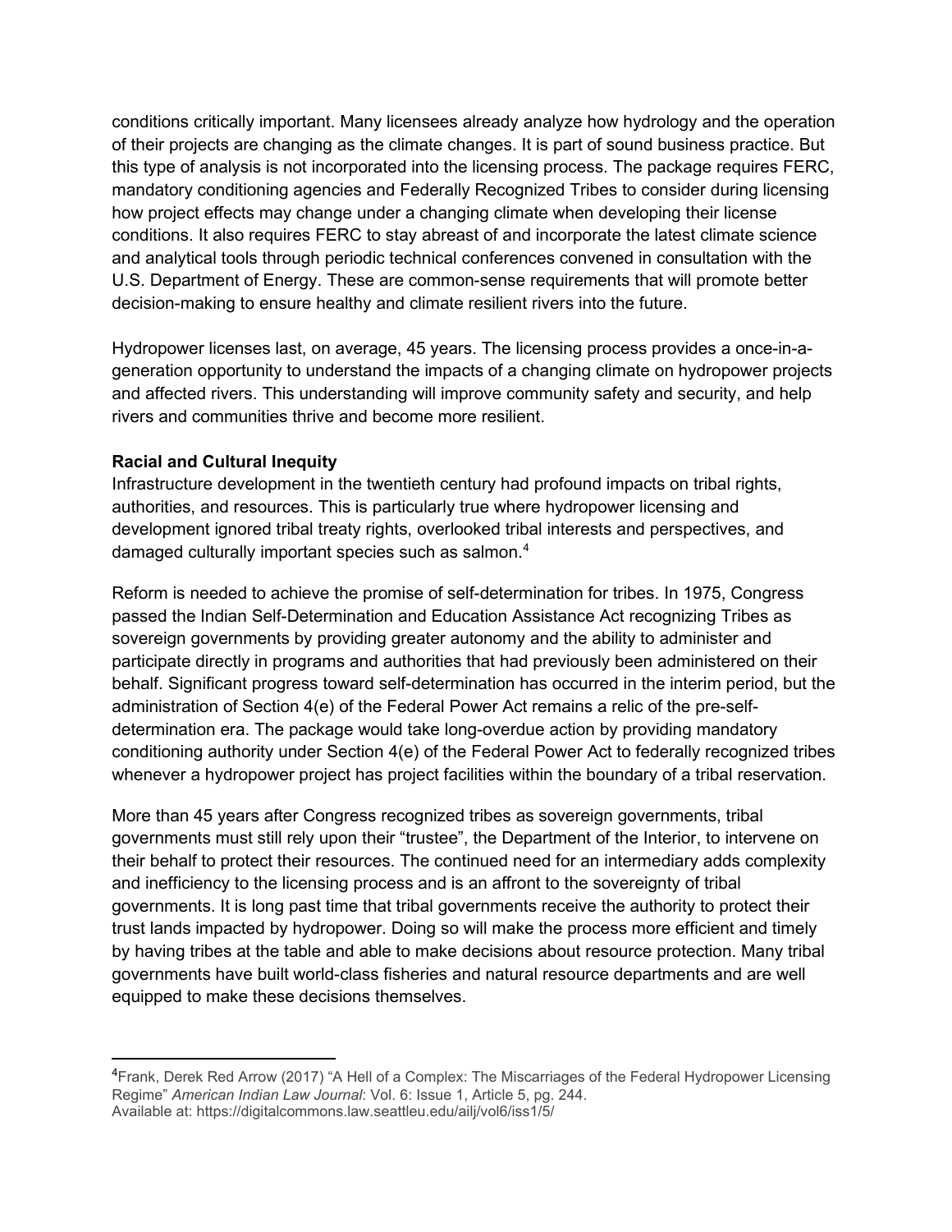conditions critically important. Many licensees already analyze how hydrology and the operation of their projects are changing as the climate changes. It is part of sound business practice. But this type of analysis is not incorporated into the licensing process. The package requires FERC, mandatory conditioning agencies and Federally Recognized Tribes to consider during licensing how project effects may change under a changing climate when developing their license conditions. It also requires FERC to stay abreast of and incorporate the latest climate science and analytical tools through periodic technical conferences convened in consultation with the U.S. Department of Energy. These are common-sense requirements that will promote better decision-making to ensure healthy and climate resilient rivers into the future.

Hydropower licenses last, on average, 45 years. The licensing process provides a once-in-a-generation opportunity to understand the impacts of a changing climate on hydropower projects and affected rivers. This understanding will improve community safety and security, and help rivers and communities thrive and become more resilient.

**Racial and Cultural Inequity**

Infrastructure development in the twentieth century had profound impacts on tribal rights, authorities, and resources. This is particularly true where hydropower licensing and development ignored tribal treaty rights, overlooked tribal interests and perspectives, and damaged culturally important species such as salmon.[4]

Reform is needed to achieve the promise of self-determination for tribes. In 1975, Congress passed the Indian Self-Determination and Education Assistance Act recognizing Tribes as sovereign governments by providing greater autonomy and the ability to administer and participate directly in programs and authorities that had previously been administered on their behalf. Significant progress toward self-determination has occurred in the interim period, but the administration of Section 4(e) of the Federal Power Act remains a relic of the pre-self-determination era. The package would take long-overdue action by providing mandatory conditioning authority under Section 4(e) of the Federal Power Act to federally recognized tribes whenever a hydropower project has project facilities within the boundary of a tribal reservation.

More than 45 years after Congress recognized tribes as sovereign governments, tribal governments must still rely upon their "trustee", the Department of the Interior, to intervene on their behalf to protect their resources. The continued need for an intermediary adds complexity and inefficiency to the licensing process and is an affront to the sovereignty of tribal governments. It is long past time that tribal governments receive the authority to protect their trust lands impacted by hydropower. Doing so will make the process more efficient and timely by having tribes at the table and able to make decisions about resource protection. Many tribal governments have built world-class fisheries and natural resource departments and are well equipped to make these decisions themselves.

---

[4] Frank, Derek Red Arrow (2017) "A Hell of a Complex: The Miscarriages of the Federal Hydropower Licensing Regime" *American Indian Law Journal*: Vol. 6: Issue 1, Article 5, pg. 244.
Available at: https://digitalcommons.law.seattleu.edu/ailj/vol6/iss1/5/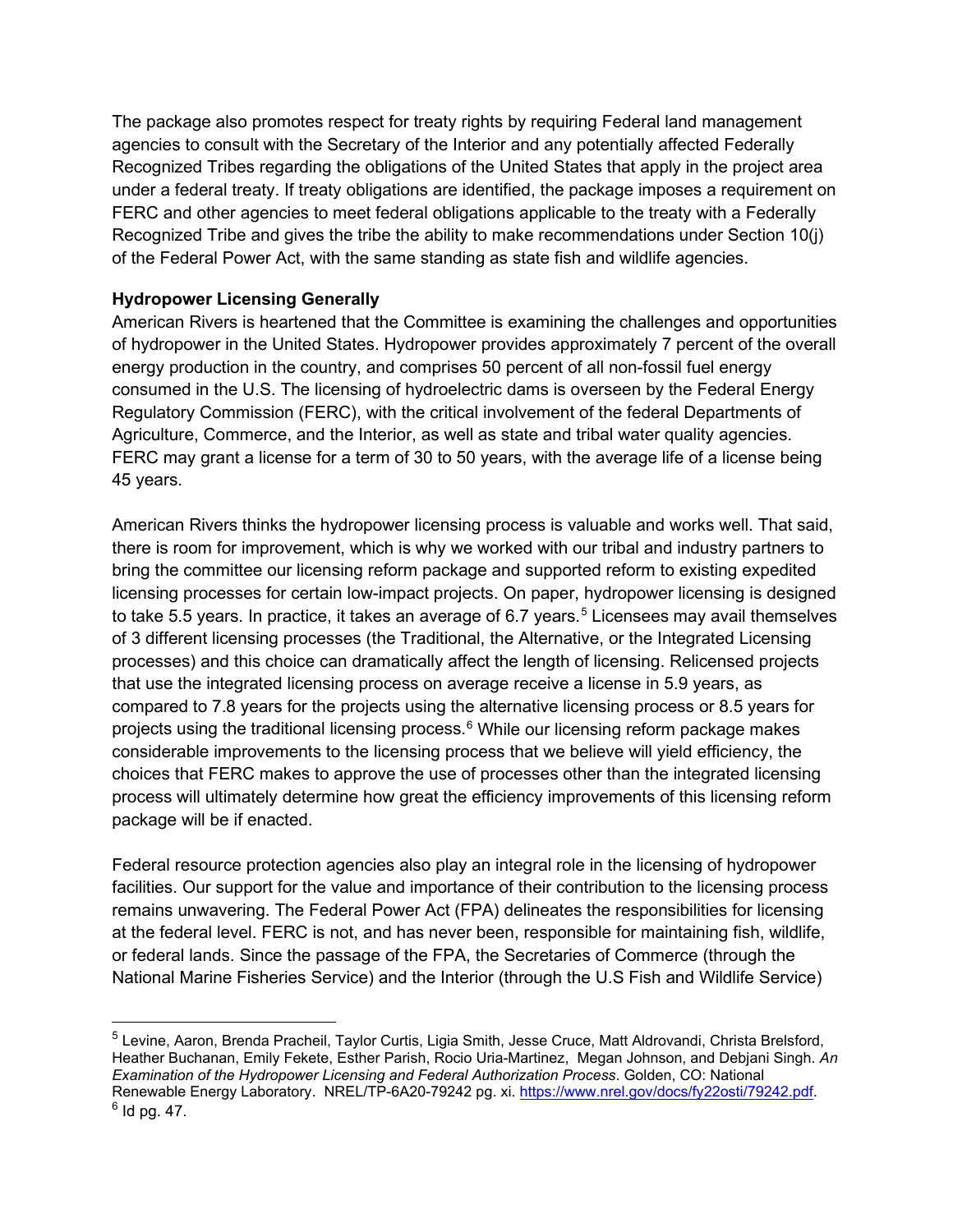The package also promotes respect for treaty rights by requiring Federal land management agencies to consult with the Secretary of the Interior and any potentially affected Federally Recognized Tribes regarding the obligations of the United States that apply in the project area under a federal treaty. If treaty obligations are identified, the package imposes a requirement on FERC and other agencies to meet federal obligations applicable to the treaty with a Federally Recognized Tribe and gives the tribe the ability to make recommendations under Section 10(j) of the Federal Power Act, with the same standing as state fish and wildlife agencies.

**Hydropower Licensing Generally**

American Rivers is heartened that the Committee is examining the challenges and opportunities of hydropower in the United States. Hydropower provides approximately 7 percent of the overall energy production in the country, and comprises 50 percent of all non-fossil fuel energy consumed in the U.S. The licensing of hydroelectric dams is overseen by the Federal Energy Regulatory Commission (FERC), with the critical involvement of the federal Departments of Agriculture, Commerce, and the Interior, as well as state and tribal water quality agencies. FERC may grant a license for a term of 30 to 50 years, with the average life of a license being 45 years.

American Rivers thinks the hydropower licensing process is valuable and works well. That said, there is room for improvement, which is why we worked with our tribal and industry partners to bring the committee our licensing reform package and supported reform to existing expedited licensing processes for certain low-impact projects. On paper, hydropower licensing is designed to take 5.5 years. In practice, it takes an average of 6.7 years.[5] Licensees may avail themselves of 3 different licensing processes (the Traditional, the Alternative, or the Integrated Licensing processes) and this choice can dramatically affect the length of licensing. Relicensed projects that use the integrated licensing process on average receive a license in 5.9 years, as compared to 7.8 years for the projects using the alternative licensing process or 8.5 years for projects using the traditional licensing process.[6] While our licensing reform package makes considerable improvements to the licensing process that we believe will yield efficiency, the choices that FERC makes to approve the use of processes other than the integrated licensing process will ultimately determine how great the efficiency improvements of this licensing reform package will be if enacted.

Federal resource protection agencies also play an integral role in the licensing of hydropower facilities. Our support for the value and importance of their contribution to the licensing process remains unwavering. The Federal Power Act (FPA) delineates the responsibilities for licensing at the federal level. FERC is not, and has never been, responsible for maintaining fish, wildlife, or federal lands. Since the passage of the FPA, the Secretaries of Commerce (through the National Marine Fisheries Service) and the Interior (through the U.S Fish and Wildlife Service)

---

[5] Levine, Aaron, Brenda Pracheil, Taylor Curtis, Ligia Smith, Jesse Cruce, Matt Aldrovandi, Christa Brelsford, Heather Buchanan, Emily Fekete, Esther Parish, Rocio Uria-Martinez, Megan Johnson, and Debjani Singh. *An Examination of the Hydropower Licensing and Federal Authorization Process*. Golden, CO: National Renewable Energy Laboratory. NREL/TP-6A20-79242 pg. xi. https://www.nrel.gov/docs/fy22osti/79242.pdf.

[6] Id pg. 47.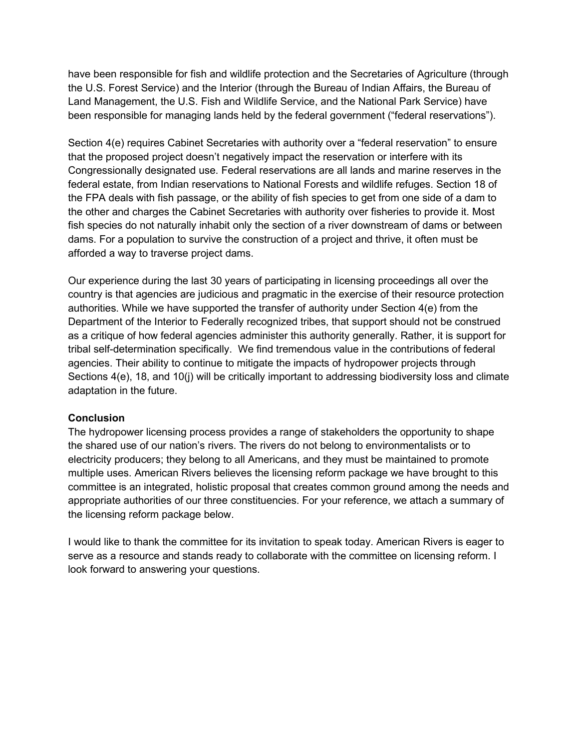have been responsible for fish and wildlife protection and the Secretaries of Agriculture (through the U.S. Forest Service) and the Interior (through the Bureau of Indian Affairs, the Bureau of Land Management, the U.S. Fish and Wildlife Service, and the National Park Service) have been responsible for managing lands held by the federal government ("federal reservations").

Section 4(e) requires Cabinet Secretaries with authority over a "federal reservation" to ensure that the proposed project doesn't negatively impact the reservation or interfere with its Congressionally designated use. Federal reservations are all lands and marine reserves in the federal estate, from Indian reservations to National Forests and wildlife refuges. Section 18 of the FPA deals with fish passage, or the ability of fish species to get from one side of a dam to the other and charges the Cabinet Secretaries with authority over fisheries to provide it. Most fish species do not naturally inhabit only the section of a river downstream of dams or between dams. For a population to survive the construction of a project and thrive, it often must be afforded a way to traverse project dams.

Our experience during the last 30 years of participating in licensing proceedings all over the country is that agencies are judicious and pragmatic in the exercise of their resource protection authorities. While we have supported the transfer of authority under Section 4(e) from the Department of the Interior to Federally recognized tribes, that support should not be construed as a critique of how federal agencies administer this authority generally. Rather, it is support for tribal self-determination specifically. We find tremendous value in the contributions of federal agencies. Their ability to continue to mitigate the impacts of hydropower projects through Sections 4(e), 18, and 10(j) will be critically important to addressing biodiversity loss and climate adaptation in the future.

**Conclusion**

The hydropower licensing process provides a range of stakeholders the opportunity to shape the shared use of our nation's rivers. The rivers do not belong to environmentalists or to electricity producers; they belong to all Americans, and they must be maintained to promote multiple uses. American Rivers believes the licensing reform package we have brought to this committee is an integrated, holistic proposal that creates common ground among the needs and appropriate authorities of our three constituencies. For your reference, we attach a summary of the licensing reform package below.

I would like to thank the committee for its invitation to speak today. American Rivers is eager to serve as a resource and stands ready to collaborate with the committee on licensing reform. I look forward to answering your questions.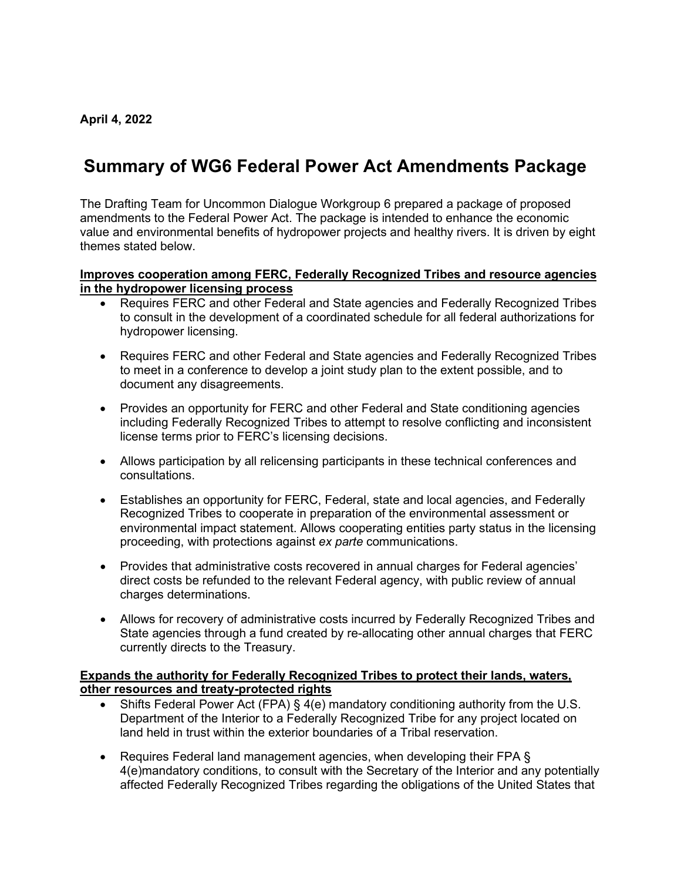**April 4, 2022**

# Summary of WG6 Federal Power Act Amendments Package

The Drafting Team for Uncommon Dialogue Workgroup 6 prepared a package of proposed amendments to the Federal Power Act. The package is intended to enhance the economic value and environmental benefits of hydropower projects and healthy rivers. It is driven by eight themes stated below.

**Improves cooperation among FERC, Federally Recognized Tribes and resource agencies in the hydropower licensing process**

- Requires FERC and other Federal and State agencies and Federally Recognized Tribes to consult in the development of a coordinated schedule for all federal authorizations for hydropower licensing.
- Requires FERC and other Federal and State agencies and Federally Recognized Tribes to meet in a conference to develop a joint study plan to the extent possible, and to document any disagreements.
- Provides an opportunity for FERC and other Federal and State conditioning agencies including Federally Recognized Tribes to attempt to resolve conflicting and inconsistent license terms prior to FERC's licensing decisions.
- Allows participation by all relicensing participants in these technical conferences and consultations.
- Establishes an opportunity for FERC, Federal, state and local agencies, and Federally Recognized Tribes to cooperate in preparation of the environmental assessment or environmental impact statement. Allows cooperating entities party status in the licensing proceeding, with protections against *ex parte* communications.
- Provides that administrative costs recovered in annual charges for Federal agencies' direct costs be refunded to the relevant Federal agency, with public review of annual charges determinations.
- Allows for recovery of administrative costs incurred by Federally Recognized Tribes and State agencies through a fund created by re-allocating other annual charges that FERC currently directs to the Treasury.

**Expands the authority for Federally Recognized Tribes to protect their lands, waters, other resources and treaty-protected rights**

- Shifts Federal Power Act (FPA) § 4(e) mandatory conditioning authority from the U.S. Department of the Interior to a Federally Recognized Tribe for any project located on land held in trust within the exterior boundaries of a Tribal reservation.
- Requires Federal land management agencies, when developing their FPA § 4(e)mandatory conditions, to consult with the Secretary of the Interior and any potentially affected Federally Recognized Tribes regarding the obligations of the United States that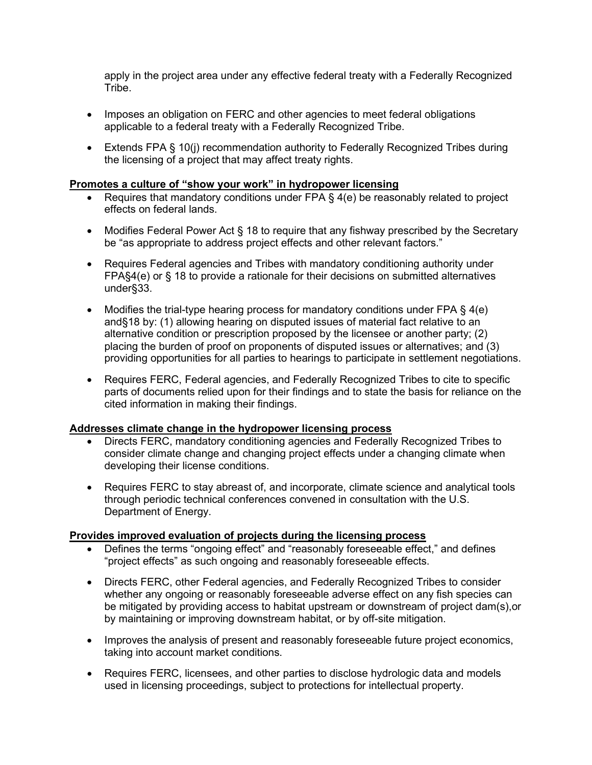apply in the project area under any effective federal treaty with a Federally Recognized Tribe.

- Imposes an obligation on FERC and other agencies to meet federal obligations applicable to a federal treaty with a Federally Recognized Tribe.
- Extends FPA § 10(j) recommendation authority to Federally Recognized Tribes during the licensing of a project that may affect treaty rights.

**Promotes a culture of "show your work" in hydropower licensing**

- Requires that mandatory conditions under FPA § 4(e) be reasonably related to project effects on federal lands.
- Modifies Federal Power Act § 18 to require that any fishway prescribed by the Secretary be "as appropriate to address project effects and other relevant factors."
- Requires Federal agencies and Tribes with mandatory conditioning authority under FPA§4(e) or § 18 to provide a rationale for their decisions on submitted alternatives under§33.
- Modifies the trial-type hearing process for mandatory conditions under FPA § 4(e) and§18 by: (1) allowing hearing on disputed issues of material fact relative to an alternative condition or prescription proposed by the licensee or another party; (2) placing the burden of proof on proponents of disputed issues or alternatives; and (3) providing opportunities for all parties to hearings to participate in settlement negotiations.
- Requires FERC, Federal agencies, and Federally Recognized Tribes to cite to specific parts of documents relied upon for their findings and to state the basis for reliance on the cited information in making their findings.

**Addresses climate change in the hydropower licensing process**

- Directs FERC, mandatory conditioning agencies and Federally Recognized Tribes to consider climate change and changing project effects under a changing climate when developing their license conditions.
- Requires FERC to stay abreast of, and incorporate, climate science and analytical tools through periodic technical conferences convened in consultation with the U.S. Department of Energy.

**Provides improved evaluation of projects during the licensing process**

- Defines the terms "ongoing effect" and "reasonably foreseeable effect," and defines "project effects" as such ongoing and reasonably foreseeable effects.
- Directs FERC, other Federal agencies, and Federally Recognized Tribes to consider whether any ongoing or reasonably foreseeable adverse effect on any fish species can be mitigated by providing access to habitat upstream or downstream of project dam(s),or by maintaining or improving downstream habitat, or by off-site mitigation.
- Improves the analysis of present and reasonably foreseeable future project economics, taking into account market conditions.
- Requires FERC, licensees, and other parties to disclose hydrologic data and models used in licensing proceedings, subject to protections for intellectual property.